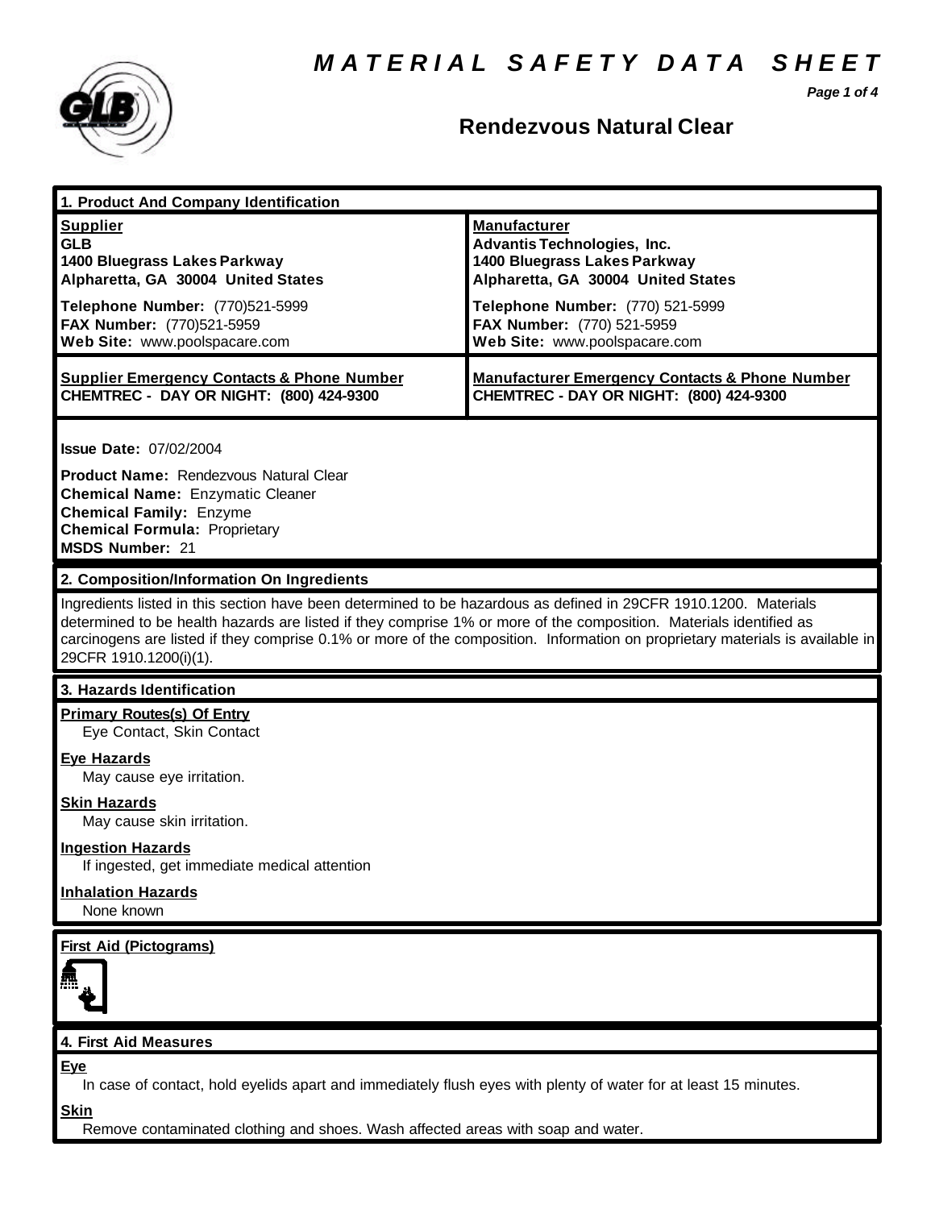# MATERIAL SAFETY DATA SHEET

## Rendezvous Natural Clear

## 1. Product And Company Identification

| **Supplier** | **Manufacturer** |
|---|---|
| **GLB**<br>**1400 Bluegrass Lakes Parkway**<br>**Alpharetta, GA 30004 United States** | **Advantis Technologies, Inc.**<br>**1400 Bluegrass Lakes Parkway**<br>**Alpharetta, GA 30004 United States** |
| **Telephone Number:** (770)521-5999<br>**FAX Number:** (770)521-5959<br>**Web Site:** www.poolspacare.com | **Telephone Number:** (770) 521-5999<br>**FAX Number:** (770) 521-5959<br>**Web Site:** www.poolspacare.com |
| **Supplier Emergency Contacts & Phone Number**<br>**CHEMTREC - DAY OR NIGHT: (800) 424-9300** | **Manufacturer Emergency Contacts & Phone Number**<br>**CHEMTREC - DAY OR NIGHT: (800) 424-9300** |

**Issue Date:** 07/02/2004

**Product Name:** Rendezvous Natural Clear
**Chemical Name:** Enzymatic Cleaner
**Chemical Family:** Enzyme
**Chemical Formula:** Proprietary
**MSDS Number:** 21

## 2. Composition/Information On Ingredients

Ingredients listed in this section have been determined to be hazardous as defined in 29CFR 1910.1200. Materials determined to be health hazards are listed if they comprise 1% or more of the composition. Materials identified as carcinogens are listed if they comprise 0.1% or more of the composition. Information on proprietary materials is available in 29CFR 1910.1200(i)(1).

## 3. Hazards Identification

**Primary Routes(s) Of Entry**
Eye Contact, Skin Contact

**Eye Hazards**
May cause eye irritation.

**Skin Hazards**
May cause skin irritation.

**Ingestion Hazards**
If ingested, get immediate medical attention

**Inhalation Hazards**
None known

**First Aid (Pictograms)**

## 4. First Aid Measures

**Eye**
In case of contact, hold eyelids apart and immediately flush eyes with plenty of water for at least 15 minutes.

**Skin**
Remove contaminated clothing and shoes. Wash affected areas with soap and water.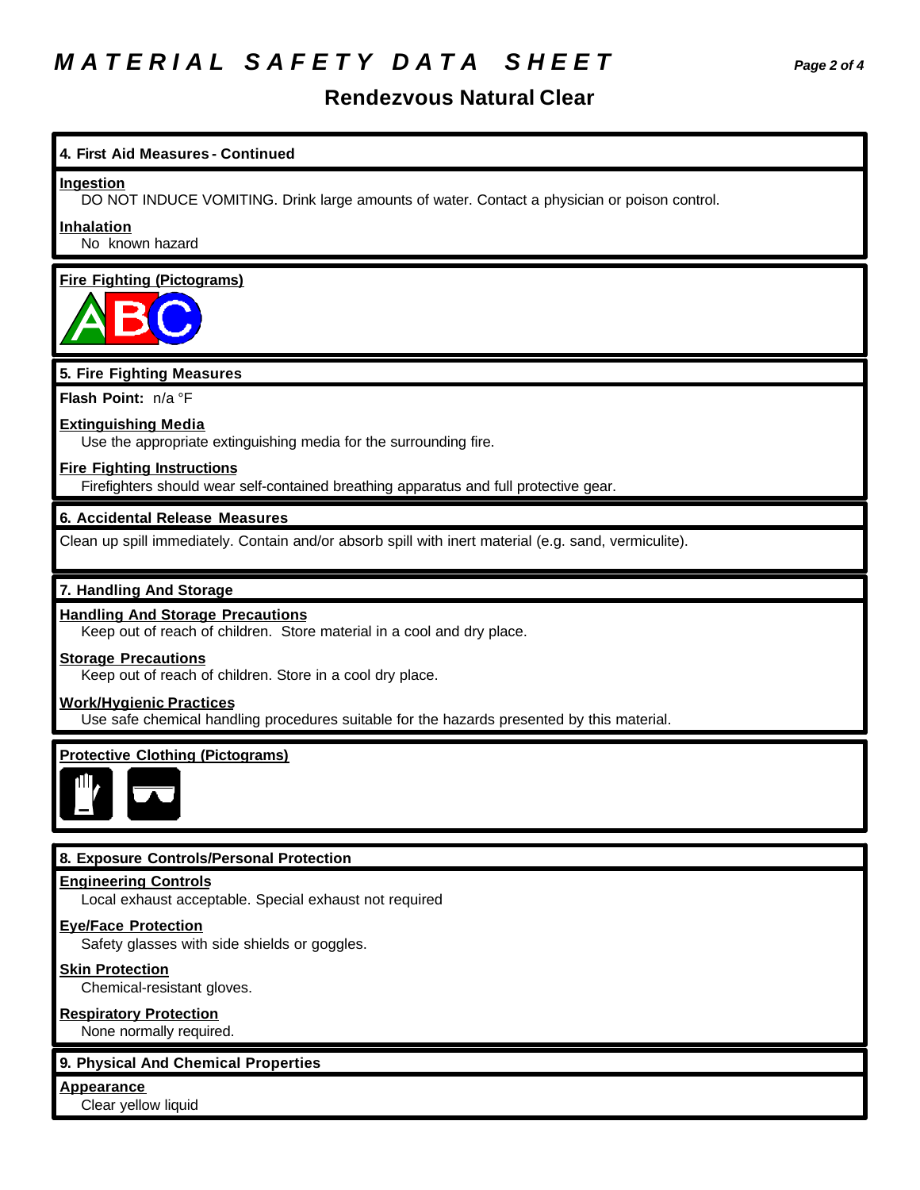# MATERIAL SAFETY DATA SHEET

## Rendezvous Natural Clear

### 4. First Aid Measures - Continued

**Ingestion**

DO NOT INDUCE VOMITING. Drink large amounts of water. Contact a physician or poison control.

**Inhalation**

No known hazard

**Fire Fighting (Pictograms)**

### 5. Fire Fighting Measures

**Flash Point:** n/a °F

**Extinguishing Media**

Use the appropriate extinguishing media for the surrounding fire.

**Fire Fighting Instructions**

Firefighters should wear self-contained breathing apparatus and full protective gear.

### 6. Accidental Release Measures

Clean up spill immediately. Contain and/or absorb spill with inert material (e.g. sand, vermiculite).

### 7. Handling And Storage

**Handling And Storage Precautions**

Keep out of reach of children. Store material in a cool and dry place.

**Storage Precautions**

Keep out of reach of children. Store in a cool dry place.

**Work/Hygienic Practices**

Use safe chemical handling procedures suitable for the hazards presented by this material.

**Protective Clothing (Pictograms)**

### 8. Exposure Controls/Personal Protection

**Engineering Controls**

Local exhaust acceptable. Special exhaust not required

**Eye/Face Protection**

Safety glasses with side shields or goggles.

**Skin Protection**

Chemical-resistant gloves.

**Respiratory Protection**

None normally required.

### 9. Physical And Chemical Properties

**Appearance**

Clear yellow liquid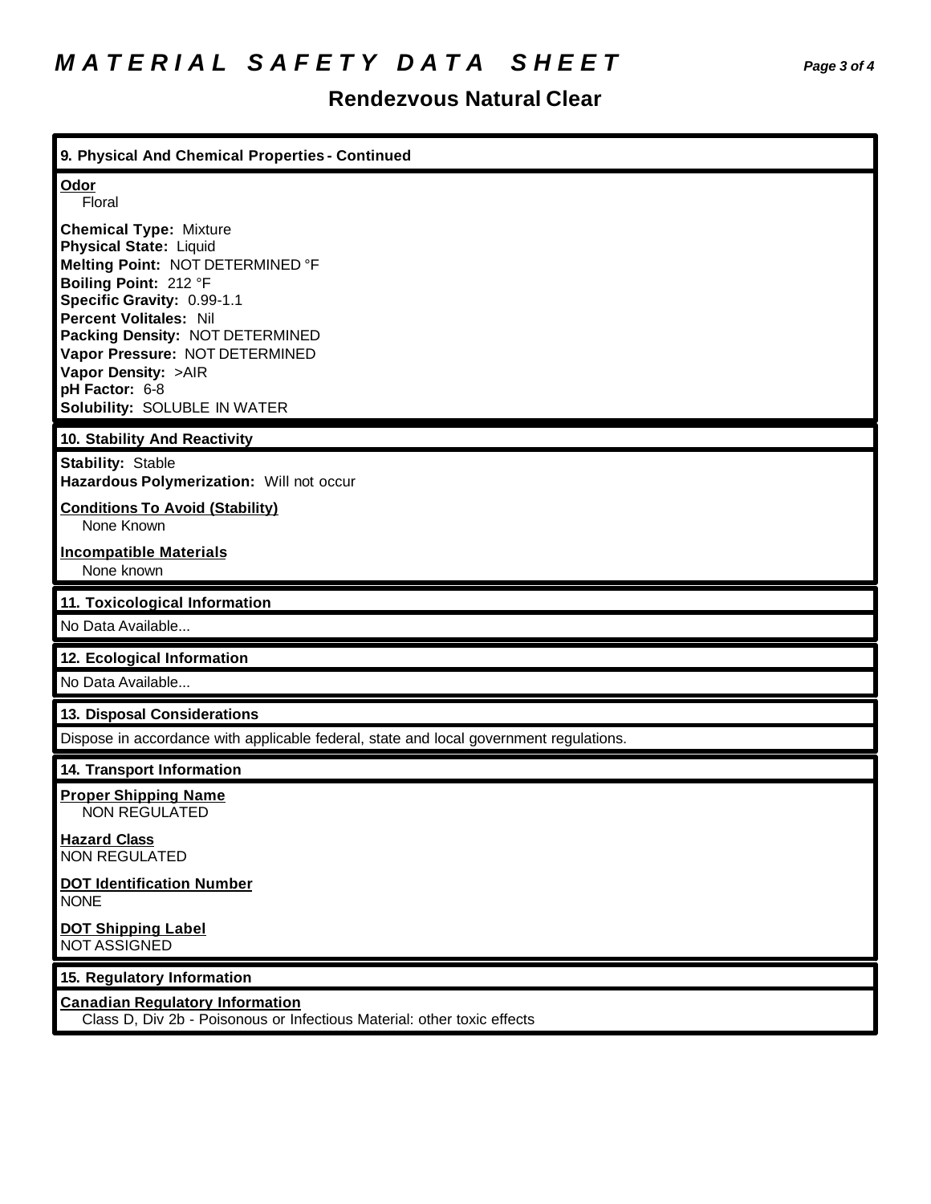# MATERIAL SAFETY DATA SHEET

## Rendezvous Natural Clear

### 9. Physical And Chemical Properties - Continued

**Odor**
Floral

**Chemical Type:** Mixture
**Physical State:** Liquid
**Melting Point:** NOT DETERMINED °F
**Boiling Point:** 212 °F
**Specific Gravity:** 0.99-1.1
**Percent Volitales:** Nil
**Packing Density:** NOT DETERMINED
**Vapor Pressure:** NOT DETERMINED
**Vapor Density:** >AIR
**pH Factor:** 6-8
**Solubility:** SOLUBLE IN WATER

### 10. Stability And Reactivity

**Stability:** Stable
**Hazardous Polymerization:** Will not occur

**Conditions To Avoid (Stability)**
None Known

**Incompatible Materials**
None known

### 11. Toxicological Information

No Data Available...

### 12. Ecological Information

No Data Available...

### 13. Disposal Considerations

Dispose in accordance with applicable federal, state and local government regulations.

### 14. Transport Information

**Proper Shipping Name**
NON REGULATED

**Hazard Class**
NON REGULATED

**DOT Identification Number**
NONE

**DOT Shipping Label**
NOT ASSIGNED

### 15. Regulatory Information

**Canadian Regulatory Information**
Class D, Div 2b - Poisonous or Infectious Material: other toxic effects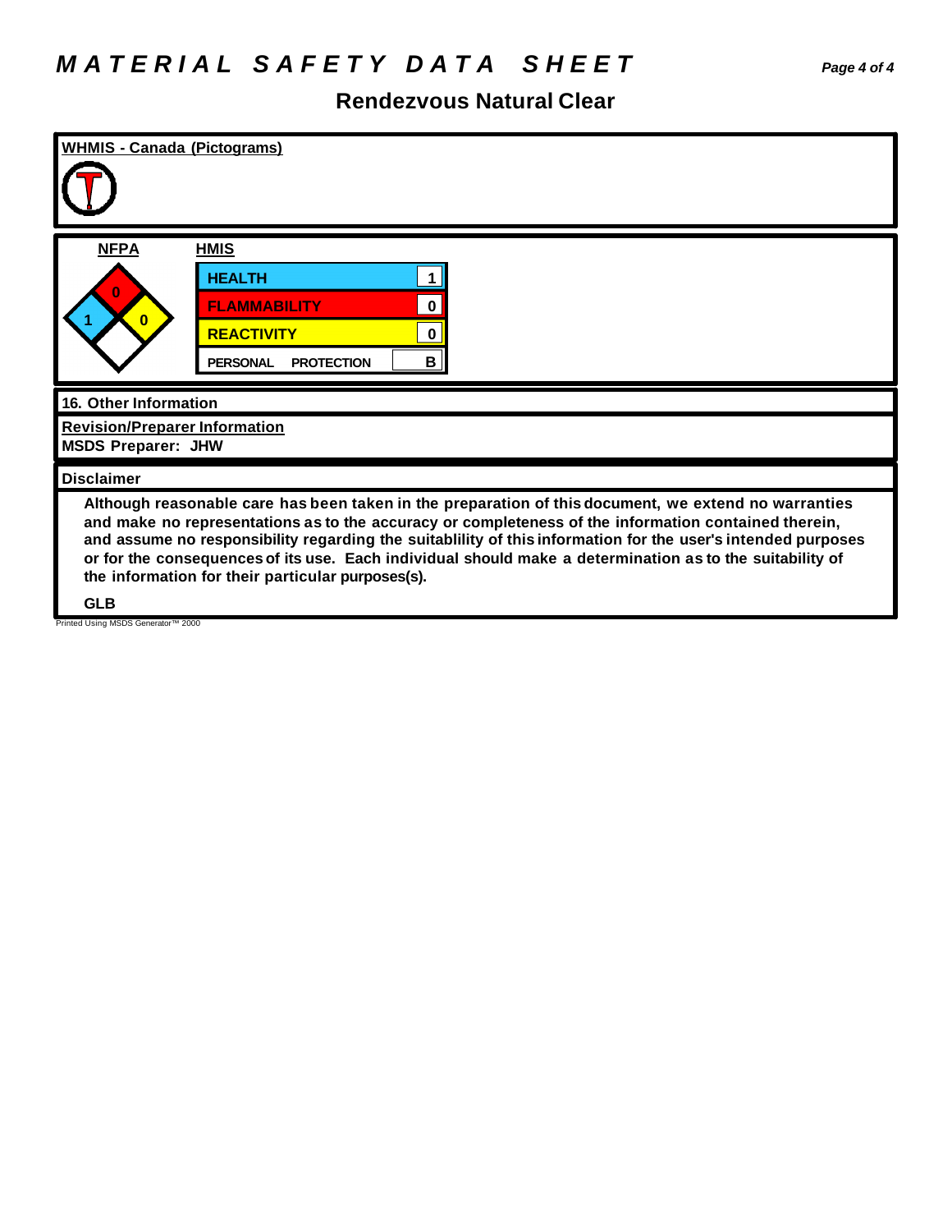# MATERIAL SAFETY DATA SHEET

## Rendezvous Natural Clear

**WHMIS - Canada (Pictograms)**

**NFPA**

0

1 0

**HMIS**

| | |
|---|---|
| HEALTH | 1 |
| FLAMMABILITY | 0 |
| REACTIVITY | 0 |
| PERSONAL PROTECTION | B |

### 16. Other Information

**Revision/Preparer Information**

**MSDS Preparer: JHW**

### Disclaimer

**Although reasonable care has been taken in the preparation of this document, we extend no warranties and make no representations as to the accuracy or completeness of the information contained therein, and assume no responsibility regarding the suitablility of this information for the user's intended purposes or for the consequences of its use. Each individual should make a determination as to the suitability of the information for their particular purposes(s).**

**GLB**

Printed Using MSDS Generator™ 2000